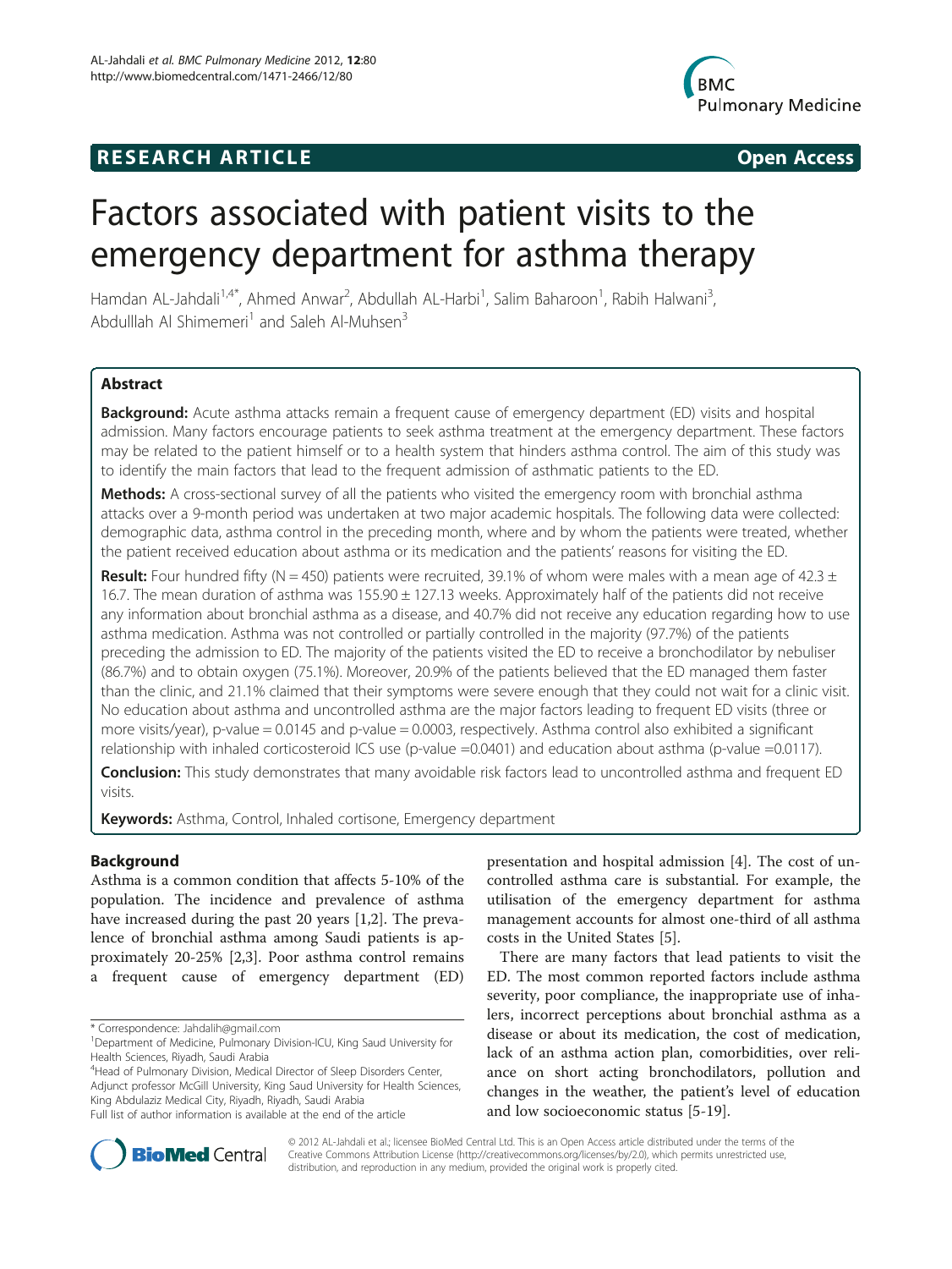RESEARCH ARTICLE Open Access

# Factors associated with patient visits to the emergency department for asthma therapy

Hamdan AL-Jahdali[1,4*], Ahmed Anwar[2], Abdullah AL-Harbi[1], Salim Baharoon[1], Rabih Halwani[3], Abdulllah Al Shimemeri[1] and Saleh Al-Muhsen[3]

## Abstract

**Background:** Acute asthma attacks remain a frequent cause of emergency department (ED) visits and hospital admission. Many factors encourage patients to seek asthma treatment at the emergency department. These factors may be related to the patient himself or to a health system that hinders asthma control. The aim of this study was to identify the main factors that lead to the frequent admission of asthmatic patients to the ED.

**Methods:** A cross-sectional survey of all the patients who visited the emergency room with bronchial asthma attacks over a 9-month period was undertaken at two major academic hospitals. The following data were collected: demographic data, asthma control in the preceding month, where and by whom the patients were treated, whether the patient received education about asthma or its medication and the patients' reasons for visiting the ED.

**Result:** Four hundred fifty (N = 450) patients were recruited, 39.1% of whom were males with a mean age of 42.3 ± 16.7. The mean duration of asthma was 155.90 ± 127.13 weeks. Approximately half of the patients did not receive any information about bronchial asthma as a disease, and 40.7% did not receive any education regarding how to use asthma medication. Asthma was not controlled or partially controlled in the majority (97.7%) of the patients preceding the admission to ED. The majority of the patients visited the ED to receive a bronchodilator by nebuliser (86.7%) and to obtain oxygen (75.1%). Moreover, 20.9% of the patients believed that the ED managed them faster than the clinic, and 21.1% claimed that their symptoms were severe enough that they could not wait for a clinic visit. No education about asthma and uncontrolled asthma are the major factors leading to frequent ED visits (three or more visits/year), p-value = 0.0145 and p-value = 0.0003, respectively. Asthma control also exhibited a significant relationship with inhaled corticosteroid ICS use (p-value =0.0401) and education about asthma (p-value =0.0117).

**Conclusion:** This study demonstrates that many avoidable risk factors lead to uncontrolled asthma and frequent ED visits.

**Keywords:** Asthma, Control, Inhaled cortisone, Emergency department

## Background

Asthma is a common condition that affects 5-10% of the population. The incidence and prevalence of asthma have increased during the past 20 years [1,2]. The prevalence of bronchial asthma among Saudi patients is approximately 20-25% [2,3]. Poor asthma control remains a frequent cause of emergency department (ED) presentation and hospital admission [4]. The cost of uncontrolled asthma care is substantial. For example, the utilisation of the emergency department for asthma management accounts for almost one-third of all asthma costs in the United States [5].

There are many factors that lead patients to visit the ED. The most common reported factors include asthma severity, poor compliance, the inappropriate use of inhalers, incorrect perceptions about bronchial asthma as a disease or about its medication, the cost of medication, lack of an asthma action plan, comorbidities, over reliance on short acting bronchodilators, pollution and changes in the weather, the patient's level of education and low socioeconomic status [5-19].

* Correspondence: Jahdalih@gmail.com
[1]Department of Medicine, Pulmonary Division-ICU, King Saud University for Health Sciences, Riyadh, Saudi Arabia
[4]Head of Pulmonary Division, Medical Director of Sleep Disorders Center, Adjunct professor McGill University, King Saud University for Health Sciences, King Abdulaziz Medical City, Riyadh, Riyadh, Saudi Arabia
Full list of author information is available at the end of the article

© 2012 AL-Jahdali et al.; licensee BioMed Central Ltd. This is an Open Access article distributed under the terms of the Creative Commons Attribution License (http://creativecommons.org/licenses/by/2.0), which permits unrestricted use, distribution, and reproduction in any medium, provided the original work is properly cited.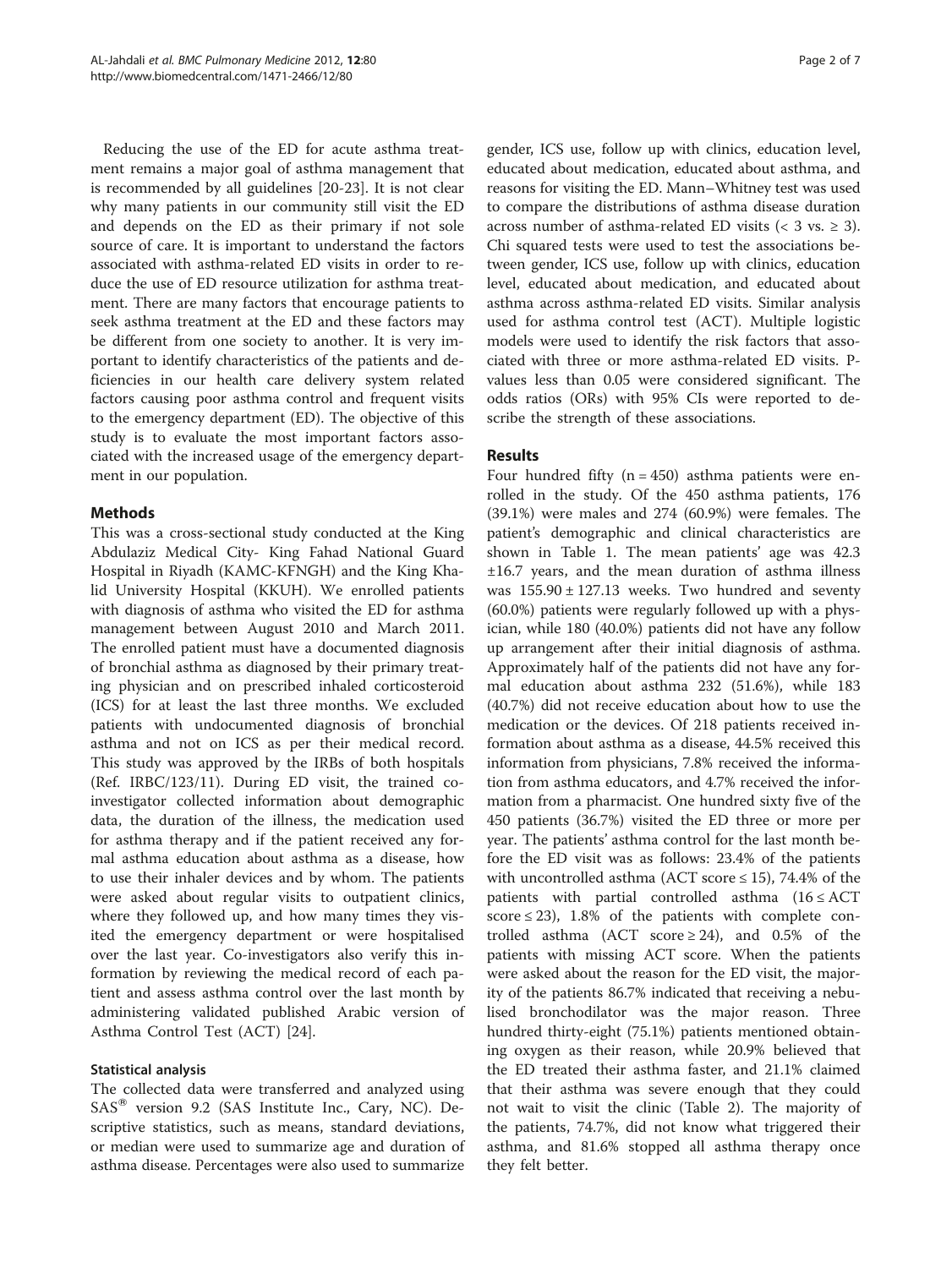Reducing the use of the ED for acute asthma treatment remains a major goal of asthma management that is recommended by all guidelines [20-23]. It is not clear why many patients in our community still visit the ED and depends on the ED as their primary if not sole source of care. It is important to understand the factors associated with asthma-related ED visits in order to reduce the use of ED resource utilization for asthma treatment. There are many factors that encourage patients to seek asthma treatment at the ED and these factors may be different from one society to another. It is very important to identify characteristics of the patients and deficiencies in our health care delivery system related factors causing poor asthma control and frequent visits to the emergency department (ED). The objective of this study is to evaluate the most important factors associated with the increased usage of the emergency department in our population.

## Methods

This was a cross-sectional study conducted at the King Abdulaziz Medical City- King Fahad National Guard Hospital in Riyadh (KAMC-KFNGH) and the King Khalid University Hospital (KKUH). We enrolled patients with diagnosis of asthma who visited the ED for asthma management between August 2010 and March 2011. The enrolled patient must have a documented diagnosis of bronchial asthma as diagnosed by their primary treating physician and on prescribed inhaled corticosteroid (ICS) for at least the last three months. We excluded patients with undocumented diagnosis of bronchial asthma and not on ICS as per their medical record. This study was approved by the IRBs of both hospitals (Ref. IRBC/123/11). During ED visit, the trained co-investigator collected information about demographic data, the duration of the illness, the medication used for asthma therapy and if the patient received any formal asthma education about asthma as a disease, how to use their inhaler devices and by whom. The patients were asked about regular visits to outpatient clinics, where they followed up, and how many times they visited the emergency department or were hospitalised over the last year. Co-investigators also verify this information by reviewing the medical record of each patient and assess asthma control over the last month by administering validated published Arabic version of Asthma Control Test (ACT) [24].

### Statistical analysis

The collected data were transferred and analyzed using SAS® version 9.2 (SAS Institute Inc., Cary, NC). Descriptive statistics, such as means, standard deviations, or median were used to summarize age and duration of asthma disease. Percentages were also used to summarize gender, ICS use, follow up with clinics, education level, educated about medication, educated about asthma, and reasons for visiting the ED. Mann–Whitney test was used to compare the distributions of asthma disease duration across number of asthma-related ED visits (< 3 vs. ≥ 3). Chi squared tests were used to test the associations between gender, ICS use, follow up with clinics, education level, educated about medication, and educated about asthma across asthma-related ED visits. Similar analysis used for asthma control test (ACT). Multiple logistic models were used to identify the risk factors that associated with three or more asthma-related ED visits. P-values less than 0.05 were considered significant. The odds ratios (ORs) with 95% CIs were reported to describe the strength of these associations.

## Results

Four hundred fifty (n = 450) asthma patients were enrolled in the study. Of the 450 asthma patients, 176 (39.1%) were males and 274 (60.9%) were females. The patient's demographic and clinical characteristics are shown in Table 1. The mean patients' age was 42.3 ±16.7 years, and the mean duration of asthma illness was 155.90 ± 127.13 weeks. Two hundred and seventy (60.0%) patients were regularly followed up with a physician, while 180 (40.0%) patients did not have any follow up arrangement after their initial diagnosis of asthma. Approximately half of the patients did not have any formal education about asthma 232 (51.6%), while 183 (40.7%) did not receive education about how to use the medication or the devices. Of 218 patients received information about asthma as a disease, 44.5% received this information from physicians, 7.8% received the information from asthma educators, and 4.7% received the information from a pharmacist. One hundred sixty five of the 450 patients (36.7%) visited the ED three or more per year. The patients' asthma control for the last month before the ED visit was as follows: 23.4% of the patients with uncontrolled asthma (ACT score ≤ 15), 74.4% of the patients with partial controlled asthma (16 ≤ ACT score ≤ 23), 1.8% of the patients with complete controlled asthma (ACT score ≥ 24), and 0.5% of the patients with missing ACT score. When the patients were asked about the reason for the ED visit, the majority of the patients 86.7% indicated that receiving a nebulised bronchodilator was the major reason. Three hundred thirty-eight (75.1%) patients mentioned obtaining oxygen as their reason, while 20.9% believed that the ED treated their asthma faster, and 21.1% claimed that their asthma was severe enough that they could not wait to visit the clinic (Table 2). The majority of the patients, 74.7%, did not know what triggered their asthma, and 81.6% stopped all asthma therapy once they felt better.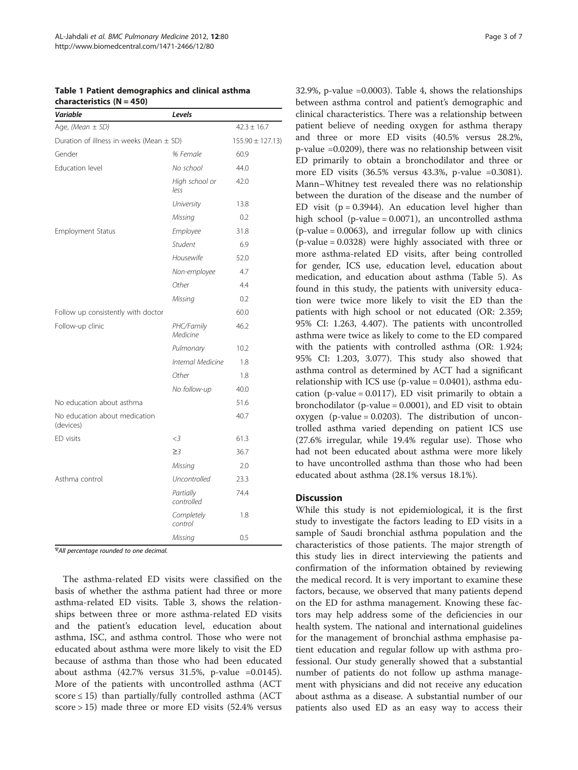**Table 1 Patient demographics and clinical asthma characteristics (N = 450)**

| Variable | Levels | |
|---|---|---|
| Age, (Mean ± SD) | | 42.3 ± 16.7 |
| Duration of illness in weeks (Mean ± SD) | | 155.90 ± 127.13) |
| Gender | % Female | 60.9 |
| Education level | No school | 44.0 |
| | High school or less | 42.0 |
| | University | 13.8 |
| | Missing | 0.2 |
| Employment Status | Employee | 31.8 |
| | Student | 6.9 |
| | Housewife | 52.0 |
| | Non-employee | 4.7 |
| | Other | 4.4 |
| | Missing | 0.2 |
| Follow up consistently with doctor | | 60.0 |
| Follow-up clinic | PHC/Family Medicine | 46.2 |
| | Pulmonary | 10.2 |
| | Internal Medicine | 1.8 |
| | Other | 1.8 |
| | No follow-up | 40.0 |
| No education about asthma | | 51.6 |
| No education about medication (devices) | | 40.7 |
| ED visits | <3 | 61.3 |
| | ≥3 | 36.7 |
| | Missing | 2.0 |
| Asthma control | Uncontrolled | 23.3 |
| | Partially controlled | 74.4 |
| | Completely control | 1.8 |
| | Missing | 0.5 |

ΨAll percentage rounded to one decimal.

The asthma-related ED visits were classified on the basis of whether the asthma patient had three or more asthma-related ED visits. Table 3, shows the relationships between three or more asthma-related ED visits and the patient's education level, education about asthma, ISC, and asthma control. Those who were not educated about asthma were more likely to visit the ED because of asthma than those who had been educated about asthma (42.7% versus 31.5%, p-value =0.0145). More of the patients with uncontrolled asthma (ACT score ≤ 15) than partially/fully controlled asthma (ACT score > 15) made three or more ED visits (52.4% versus 32.9%, p-value =0.0003). Table 4, shows the relationships between asthma control and patient's demographic and clinical characteristics. There was a relationship between patient believe of needing oxygen for asthma therapy and three or more ED visits (40.5% versus 28.2%, p-value =0.0209), there was no relationship between visit ED primarily to obtain a bronchodilator and three or more ED visits (36.5% versus 43.3%, p-value =0.3081). Mann–Whitney test revealed there was no relationship between the duration of the disease and the number of ED visit (p = 0.3944). An education level higher than high school (p-value = 0.0071), an uncontrolled asthma (p-value = 0.0063), and irregular follow up with clinics (p-value = 0.0328) were highly associated with three or more asthma-related ED visits, after being controlled for gender, ICS use, education level, education about medication, and education about asthma (Table 5). As found in this study, the patients with university education were twice more likely to visit the ED than the patients with high school or not educated (OR: 2.359; 95% CI: 1.263, 4.407). The patients with uncontrolled asthma were twice as likely to come to the ED compared with the patients with controlled asthma (OR: 1.924; 95% CI: 1.203, 3.077). This study also showed that asthma control as determined by ACT had a significant relationship with ICS use (p-value = 0.0401), asthma education (p-value = 0.0117), ED visit primarily to obtain a bronchodilator (p-value = 0.0001), and ED visit to obtain oxygen (p-value = 0.0203). The distribution of uncontrolled asthma varied depending on patient ICS use (27.6% irregular, while 19.4% regular use). Those who had not been educated about asthma were more likely to have uncontrolled asthma than those who had been educated about asthma (28.1% versus 18.1%).

## Discussion

While this study is not epidemiological, it is the first study to investigate the factors leading to ED visits in a sample of Saudi bronchial asthma population and the characteristics of those patients. The major strength of this study lies in direct interviewing the patients and confirmation of the information obtained by reviewing the medical record. It is very important to examine these factors, because, we observed that many patients depend on the ED for asthma management. Knowing these factors may help address some of the deficiencies in our health system. The national and international guidelines for the management of bronchial asthma emphasise patient education and regular follow up with asthma professional. Our study generally showed that a substantial number of patients do not follow up asthma management with physicians and did not receive any education about asthma as a disease. A substantial number of our patients also used ED as an easy way to access their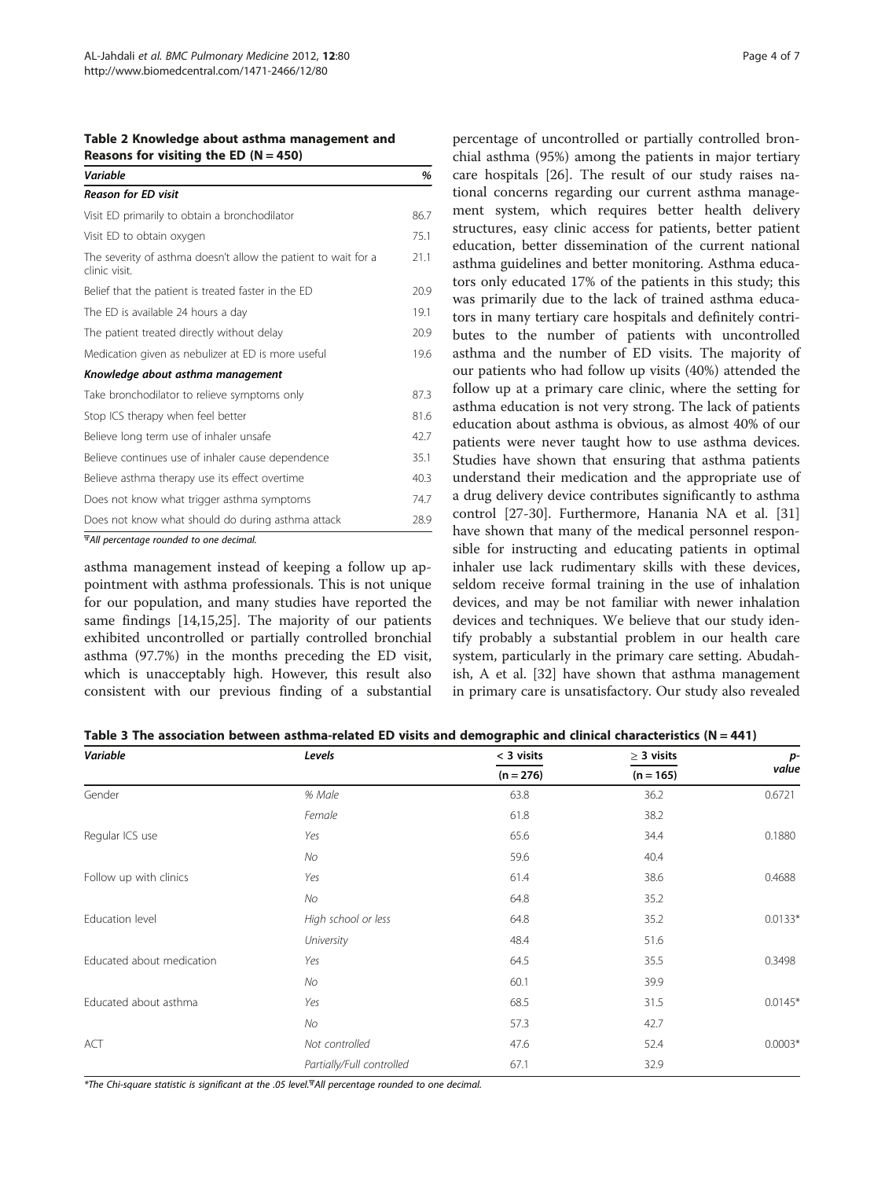**Table 2 Knowledge about asthma management and Reasons for visiting the ED (N = 450)**

| Variable | % |
|---|---|
| ***Reason for ED visit*** | |
| Visit ED primarily to obtain a bronchodilator | 86.7 |
| Visit ED to obtain oxygen | 75.1 |
| The severity of asthma doesn't allow the patient to wait for a clinic visit. | 21.1 |
| Belief that the patient is treated faster in the ED | 20.9 |
| The ED is available 24 hours a day | 19.1 |
| The patient treated directly without delay | 20.9 |
| Medication given as nebulizer at ED is more useful | 19.6 |
| ***Knowledge about asthma management*** | |
| Take bronchodilator to relieve symptoms only | 87.3 |
| Stop ICS therapy when feel better | 81.6 |
| Believe long term use of inhaler unsafe | 42.7 |
| Believe continues use of inhaler cause dependence | 35.1 |
| Believe asthma therapy use its effect overtime | 40.3 |
| Does not know what trigger asthma symptoms | 74.7 |
| Does not know what should do during asthma attack | 28.9 |

₸All percentage rounded to one decimal.

asthma management instead of keeping a follow up appointment with asthma professionals. This is not unique for our population, and many studies have reported the same findings [14,15,25]. The majority of our patients exhibited uncontrolled or partially controlled bronchial asthma (97.7%) in the months preceding the ED visit, which is unacceptably high. However, this result also consistent with our previous finding of a substantial percentage of uncontrolled or partially controlled bronchial asthma (95%) among the patients in major tertiary care hospitals [26]. The result of our study raises national concerns regarding our current asthma management system, which requires better health delivery structures, easy clinic access for patients, better patient education, better dissemination of the current national asthma guidelines and better monitoring. Asthma educators only educated 17% of the patients in this study; this was primarily due to the lack of trained asthma educators in many tertiary care hospitals and definitely contributes to the number of patients with uncontrolled asthma and the number of ED visits. The majority of our patients who had follow up visits (40%) attended the follow up at a primary care clinic, where the setting for asthma education is not very strong. The lack of patients education about asthma is obvious, as almost 40% of our patients were never taught how to use asthma devices. Studies have shown that ensuring that asthma patients understand their medication and the appropriate use of a drug delivery device contributes significantly to asthma control [27-30]. Furthermore, Hanania NA et al. [31] have shown that many of the medical personnel responsible for instructing and educating patients in optimal inhaler use lack rudimentary skills with these devices, seldom receive formal training in the use of inhalation devices, and may be not familiar with newer inhalation devices and techniques. We believe that our study identify probably a substantial problem in our health care system, particularly in the primary care setting. Abudahish, A et al. [32] have shown that asthma management in primary care is unsatisfactory. Our study also revealed

**Table 3 The association between asthma-related ED visits and demographic and clinical characteristics (N = 441)**

| Variable | Levels | < 3 visits (n = 276) | ≥ 3 visits (n = 165) | p-value |
|---|---|---|---|---|
| Gender | *% Male* | 63.8 | 36.2 | 0.6721 |
| | *Female* | 61.8 | 38.2 | |
| Regular ICS use | *Yes* | 65.6 | 34.4 | 0.1880 |
| | *No* | 59.6 | 40.4 | |
| Follow up with clinics | *Yes* | 61.4 | 38.6 | 0.4688 |
| | *No* | 64.8 | 35.2 | |
| Education level | *High school or less* | 64.8 | 35.2 | 0.0133* |
| | *University* | 48.4 | 51.6 | |
| Educated about medication | *Yes* | 64.5 | 35.5 | 0.3498 |
| | *No* | 60.1 | 39.9 | |
| Educated about asthma | *Yes* | 68.5 | 31.5 | 0.0145* |
| | *No* | 57.3 | 42.7 | |
| ACT | *Not controlled* | 47.6 | 52.4 | 0.0003* |
| | *Partially/Full controlled* | 67.1 | 32.9 | |

*The Chi-square statistic is significant at the .05 level.₸All percentage rounded to one decimal.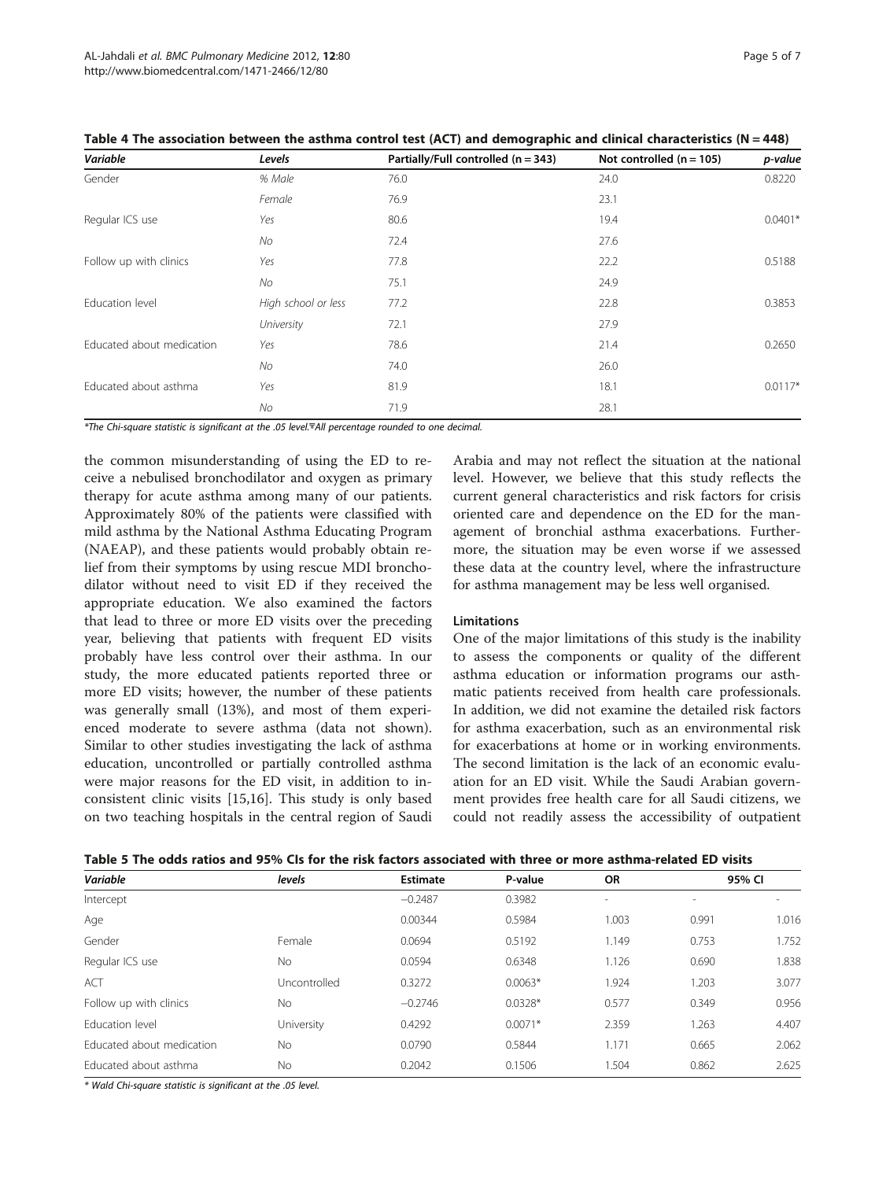**Table 4 The association between the asthma control test (ACT) and demographic and clinical characteristics (N = 448)**

| *Variable* | *Levels* | Partially/Full controlled (n = 343) | Not controlled (n = 105) | *p-value* |
|---|---|---|---|---|
| Gender | *% Male* | 76.0 | 24.0 | 0.8220 |
| | *Female* | 76.9 | 23.1 | |
| Regular ICS use | *Yes* | 80.6 | 19.4 | 0.0401* |
| | *No* | 72.4 | 27.6 | |
| Follow up with clinics | *Yes* | 77.8 | 22.2 | 0.5188 |
| | *No* | 75.1 | 24.9 | |
| Education level | *High school or less* | 77.2 | 22.8 | 0.3853 |
| | *University* | 72.1 | 27.9 | |
| Educated about medication | *Yes* | 78.6 | 21.4 | 0.2650 |
| | *No* | 74.0 | 26.0 | |
| Educated about asthma | *Yes* | 81.9 | 18.1 | 0.0117* |
| | *No* | 71.9 | 28.1 | |

*\*The Chi-square statistic is significant at the .05 level.₸All percentage rounded to one decimal.*

the common misunderstanding of using the ED to receive a nebulised bronchodilator and oxygen as primary therapy for acute asthma among many of our patients. Approximately 80% of the patients were classified with mild asthma by the National Asthma Educating Program (NAEAP), and these patients would probably obtain relief from their symptoms by using rescue MDI bronchodilator without need to visit ED if they received the appropriate education. We also examined the factors that lead to three or more ED visits over the preceding year, believing that patients with frequent ED visits probably have less control over their asthma. In our study, the more educated patients reported three or more ED visits; however, the number of these patients was generally small (13%), and most of them experienced moderate to severe asthma (data not shown). Similar to other studies investigating the lack of asthma education, uncontrolled or partially controlled asthma were major reasons for the ED visit, in addition to inconsistent clinic visits [15,16]. This study is only based on two teaching hospitals in the central region of Saudi Arabia and may not reflect the situation at the national level. However, we believe that this study reflects the current general characteristics and risk factors for crisis oriented care and dependence on the ED for the management of bronchial asthma exacerbations. Furthermore, the situation may be even worse if we assessed these data at the country level, where the infrastructure for asthma management may be less well organised.

### Limitations

One of the major limitations of this study is the inability to assess the components or quality of the different asthma education or information programs our asthmatic patients received from health care professionals. In addition, we did not examine the detailed risk factors for asthma exacerbation, such as an environmental risk for exacerbations at home or in working environments. The second limitation is the lack of an economic evaluation for an ED visit. While the Saudi Arabian government provides free health care for all Saudi citizens, we could not readily assess the accessibility of outpatient

**Table 5 The odds ratios and 95% CIs for the risk factors associated with three or more asthma-related ED visits**

| *Variable* | *levels* | Estimate | P-value | OR | 95% CI | |
|---|---|---|---|---|---|---|
| Intercept | | −0.2487 | 0.3982 | - | - | - |
| Age | | 0.00344 | 0.5984 | 1.003 | 0.991 | 1.016 |
| Gender | Female | 0.0694 | 0.5192 | 1.149 | 0.753 | 1.752 |
| Regular ICS use | No | 0.0594 | 0.6348 | 1.126 | 0.690 | 1.838 |
| ACT | Uncontrolled | 0.3272 | 0.0063* | 1.924 | 1.203 | 3.077 |
| Follow up with clinics | No | −0.2746 | 0.0328* | 0.577 | 0.349 | 0.956 |
| Education level | University | 0.4292 | 0.0071* | 2.359 | 1.263 | 4.407 |
| Educated about medication | No | 0.0790 | 0.5844 | 1.171 | 0.665 | 2.062 |
| Educated about asthma | No | 0.2042 | 0.1506 | 1.504 | 0.862 | 2.625 |

*\* Wald Chi-square statistic is significant at the .05 level.*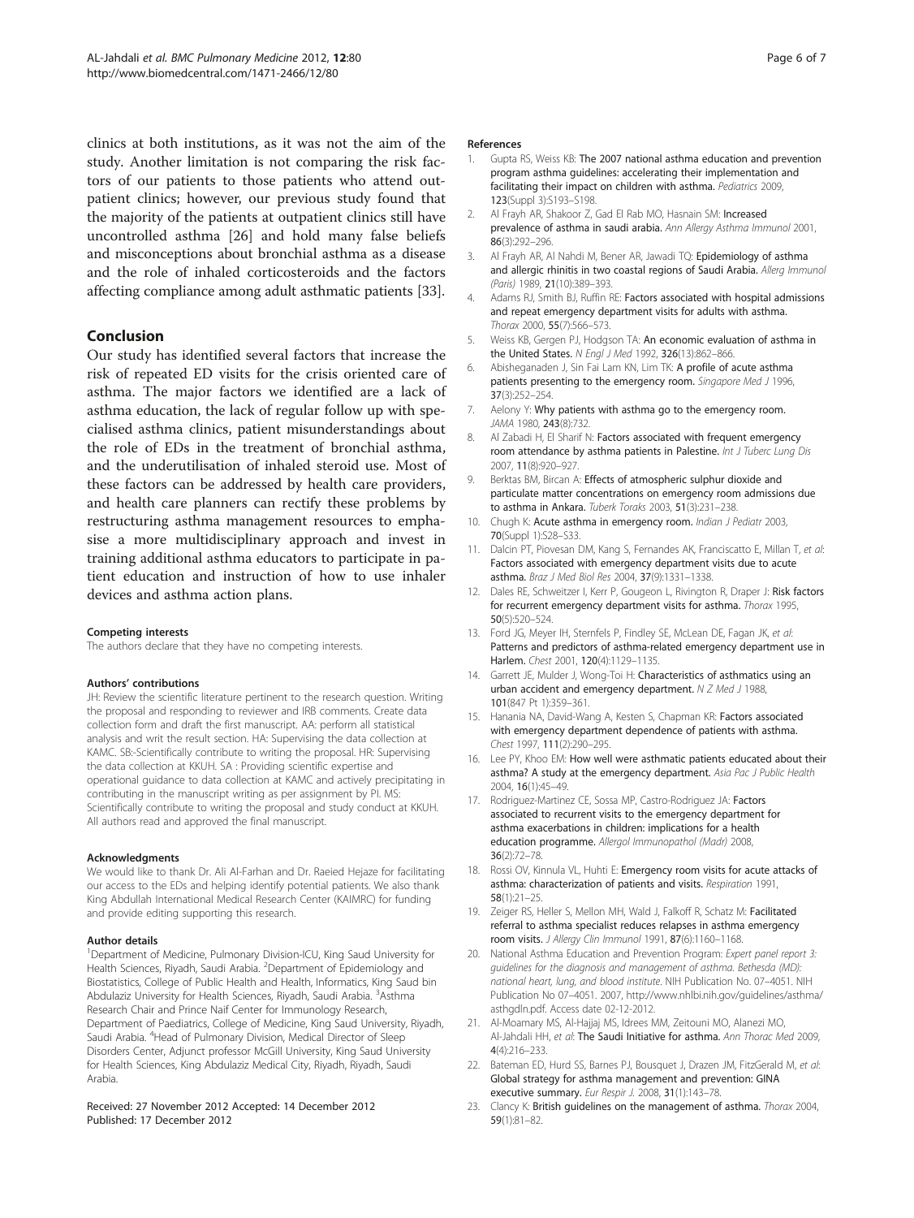clinics at both institutions, as it was not the aim of the study. Another limitation is not comparing the risk factors of our patients to those patients who attend outpatient clinics; however, our previous study found that the majority of the patients at outpatient clinics still have uncontrolled asthma [26] and hold many false beliefs and misconceptions about bronchial asthma as a disease and the role of inhaled corticosteroids and the factors affecting compliance among adult asthmatic patients [33].

## Conclusion

Our study has identified several factors that increase the risk of repeated ED visits for the crisis oriented care of asthma. The major factors we identified are a lack of asthma education, the lack of regular follow up with specialised asthma clinics, patient misunderstandings about the role of EDs in the treatment of bronchial asthma, and the underutilisation of inhaled steroid use. Most of these factors can be addressed by health care providers, and health care planners can rectify these problems by restructuring asthma management resources to emphasise a more multidisciplinary approach and invest in training additional asthma educators to participate in patient education and instruction of how to use inhaler devices and asthma action plans.

#### Competing interests

The authors declare that they have no competing interests.

#### Authors' contributions

JH: Review the scientific literature pertinent to the research question. Writing the proposal and responding to reviewer and IRB comments. Create data collection form and draft the first manuscript. AA: perform all statistical analysis and writ the result section. HA: Supervising the data collection at KAMC. SB:-Scientifically contribute to writing the proposal. HR: Supervising the data collection at KKUH. SA : Providing scientific expertise and operational guidance to data collection at KAMC and actively precipitating in contributing in the manuscript writing as per assignment by PI. MS: Scientifically contribute to writing the proposal and study conduct at KKUH. All authors read and approved the final manuscript.

#### Acknowledgments

We would like to thank Dr. Ali Al-Farhan and Dr. Raeied Hejaze for facilitating our access to the EDs and helping identify potential patients. We also thank King Abdullah International Medical Research Center (KAIMRC) for funding and provide editing supporting this research.

#### Author details

[1]Department of Medicine, Pulmonary Division-ICU, King Saud University for Health Sciences, Riyadh, Saudi Arabia. [2]Department of Epidemiology and Biostatistics, College of Public Health and Health, Informatics, King Saud bin Abdulaziz University for Health Sciences, Riyadh, Saudi Arabia. [3]Asthma Research Chair and Prince Naif Center for Immunology Research, Department of Paediatrics, College of Medicine, King Saud University, Riyadh, Saudi Arabia. [4]Head of Pulmonary Division, Medical Director of Sleep Disorders Center, Adjunct professor McGill University, King Saud University for Health Sciences, King Abdulaziz Medical City, Riyadh, Riyadh, Saudi Arabia.

Received: 27 November 2012 Accepted: 14 December 2012
Published: 17 December 2012

#### References

1. Gupta RS, Weiss KB: **The 2007 national asthma education and prevention program asthma guidelines: accelerating their implementation and facilitating their impact on children with asthma.** *Pediatrics* 2009, **123**(Suppl 3):S193–S198.
2. Al Frayh AR, Shakoor Z, Gad El Rab MO, Hasnain SM: **Increased prevalence of asthma in saudi arabia.** *Ann Allergy Asthma Immunol* 2001, **86**(3):292–296.
3. Al Frayh AR, Al Nahdi M, Bener AR, Jawadi TQ: **Epidemiology of asthma and allergic rhinitis in two coastal regions of Saudi Arabia.** *Allerg Immunol (Paris)* 1989, **21**(10):389–393.
4. Adams RJ, Smith BJ, Ruffin RE: **Factors associated with hospital admissions and repeat emergency department visits for adults with asthma.** *Thorax* 2000, **55**(7):566–573.
5. Weiss KB, Gergen PJ, Hodgson TA: **An economic evaluation of asthma in the United States.** *N Engl J Med* 1992, **326**(13):862–866.
6. Abisheganaden J, Sin Fai Lam KN, Lim TK: **A profile of acute asthma patients presenting to the emergency room.** *Singapore Med J* 1996, **37**(3):252–254.
7. Aelony Y: **Why patients with asthma go to the emergency room.** *JAMA* 1980, **243**(8):732.
8. Al Zabadi H, El Sharif N: **Factors associated with frequent emergency room attendance by asthma patients in Palestine.** *Int J Tuberc Lung Dis* 2007, **11**(8):920–927.
9. Berktas BM, Bircan A: **Effects of atmospheric sulphur dioxide and particulate matter concentrations on emergency room admissions due to asthma in Ankara.** *Tuberk Toraks* 2003, **51**(3):231–238.
10. Chugh K: **Acute asthma in emergency room.** *Indian J Pediatr* 2003, **70**(Suppl 1):S28–S33.
11. Dalcin PT, Piovesan DM, Kang S, Fernandes AK, Franciscatto E, Millan T, *et al*: **Factors associated with emergency department visits due to acute asthma.** *Braz J Med Biol Res* 2004, **37**(9):1331–1338.
12. Dales RE, Schweitzer I, Kerr P, Gougeon L, Rivington R, Draper J: **Risk factors for recurrent emergency department visits for asthma.** *Thorax* 1995, **50**(5):520–524.
13. Ford JG, Meyer IH, Sternfels P, Findley SE, McLean DE, Fagan JK, *et al*: **Patterns and predictors of asthma-related emergency department use in Harlem.** *Chest* 2001, **120**(4):1129–1135.
14. Garrett JE, Mulder J, Wong-Toi H: **Characteristics of asthmatics using an urban accident and emergency department.** *N Z Med J* 1988, **101**(847 Pt 1):359–361.
15. Hanania NA, David-Wang A, Kesten S, Chapman KR: **Factors associated with emergency department dependence of patients with asthma.** *Chest* 1997, **111**(2):290–295.
16. Lee PY, Khoo EM: **How well were asthmatic patients educated about their asthma? A study at the emergency department.** *Asia Pac J Public Health* 2004, **16**(1):45–49.
17. Rodriguez-Martinez CE, Sossa MP, Castro-Rodriguez JA: **Factors associated to recurrent visits to the emergency department for asthma exacerbations in children: implications for a health education programme.** *Allergol Immunopathol (Madr)* 2008, **36**(2):72–78.
18. Rossi OV, Kinnula VL, Huhti E: **Emergency room visits for acute attacks of asthma: characterization of patients and visits.** *Respiration* 1991, **58**(1):21–25.
19. Zeiger RS, Heller S, Mellon MH, Wald J, Falkoff R, Schatz M: **Facilitated referral to asthma specialist reduces relapses in asthma emergency room visits.** *J Allergy Clin Immunol* 1991, **87**(6):1160–1168.
20. National Asthma Education and Prevention Program: *Expert panel report 3: guidelines for the diagnosis and management of asthma. Bethesda (MD): national heart, lung, and blood institute.* NIH Publication No. 07–4051. NIH Publication No 07–4051. 2007, http://www.nhlbi.nih.gov/guidelines/asthma/asthgdln.pdf. Access date 02-12-2012.
21. Al-Moamary MS, Al-Hajjaj MS, Idrees MM, Zeitouni MO, Alanezi MO, Al-Jahdali HH, *et al*: **The Saudi Initiative for asthma.** *Ann Thorac Med* 2009, **4**(4):216–233.
22. Bateman ED, Hurd SS, Barnes PJ, Bousquet J, Drazen JM, FitzGerald M, *et al*: **Global strategy for asthma management and prevention: GINA executive summary.** *Eur Respir J.* 2008, **31**(1):143–78.
23. Clancy K: **British guidelines on the management of asthma.** *Thorax* 2004, **59**(1):81–82.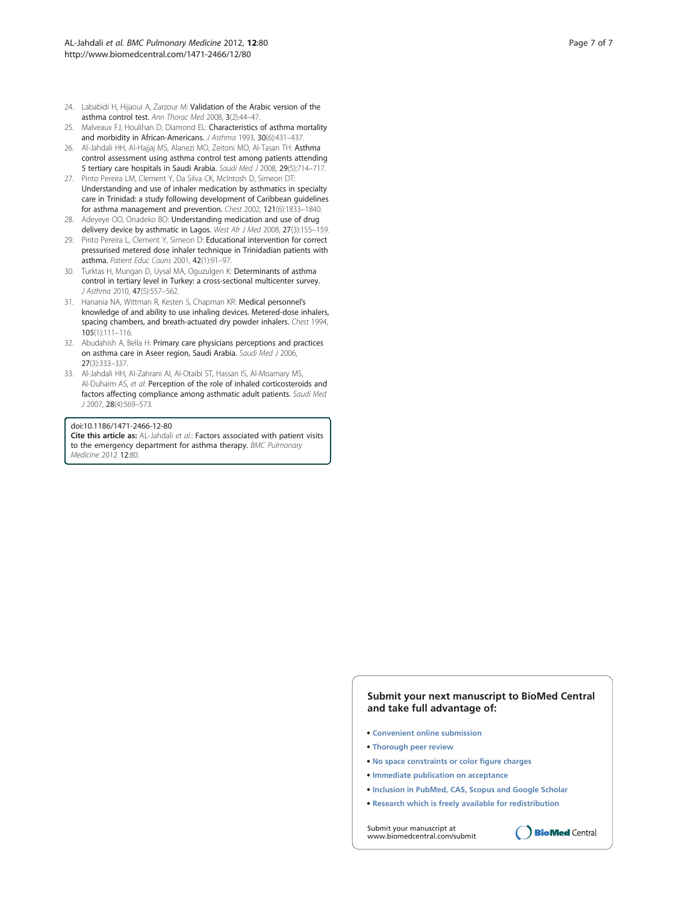24. Lababidi H, Hijaoui A, Zarzour M: **Validation of the Arabic version of the asthma control test.** *Ann Thorac Med* 2008, **3**(2):44–47.
25. Malveaux FJ, Houlihan D, Diamond EL: **Characteristics of asthma mortality and morbidity in African-Americans.** *J Asthma* 1993, **30**(6):431–437.
26. Al-Jahdali HH, Al-Hajjaj MS, Alanezi MO, Zeitoni MO, Al-Tasan TH: **Asthma control assessment using asthma control test among patients attending 5 tertiary care hospitals in Saudi Arabia.** *Saudi Med J* 2008, **29**(5):714–717.
27. Pinto Pereira LM, Clement Y, Da Silva CK, McIntosh D, Simeon DT: **Understanding and use of inhaler medication by asthmatics in specialty care in Trinidad: a study following development of Caribbean guidelines for asthma management and prevention.** *Chest* 2002, **121**(6):1833–1840.
28. Adeyeye OO, Onadeko BO: **Understanding medication and use of drug delivery device by asthmatic in Lagos.** *West Afr J Med* 2008, **27**(3):155–159.
29. Pinto Pereira L, Clement Y, Simeon D: **Educational intervention for correct pressurised metered dose inhaler technique in Trinidadian patients with asthma.** *Patient Educ Couns* 2001, **42**(1):91–97.
30. Turktas H, Mungan D, Uysal MA, Oguzulgen K: **Determinants of asthma control in tertiary level in Turkey: a cross-sectional multicenter survey.** *J Asthma* 2010, **47**(5):557–562.
31. Hanania NA, Wittman R, Kesten S, Chapman KR: **Medical personnel's knowledge of and ability to use inhaling devices. Metered-dose inhalers, spacing chambers, and breath-actuated dry powder inhalers.** *Chest* 1994, **105**(1):111–116.
32. Abudahish A, Bella H: **Primary care physicians perceptions and practices on asthma care in Aseer region, Saudi Arabia.** *Saudi Med J* 2006, **27**(3):333–337.
33. Al-Jahdali HH, Al-Zahrani AI, Al-Otaibi ST, Hassan IS, Al-Moamary MS, Al-Duhaim AS, *et al*: **Perception of the role of inhaled corticosteroids and factors affecting compliance among asthmatic adult patients.** *Saudi Med J* 2007, **28**(4):569–573.

doi:10.1186/1471-2466-12-80
**Cite this article as:** AL-Jahdali *et al.*: Factors associated with patient visits to the emergency department for asthma therapy. *BMC Pulmonary Medicine* 2012 **12**:80.

**Submit your next manuscript to BioMed Central and take full advantage of:**

- **Convenient online submission**
- **Thorough peer review**
- **No space constraints or color figure charges**
- **Immediate publication on acceptance**
- **Inclusion in PubMed, CAS, Scopus and Google Scholar**
- **Research which is freely available for redistribution**

Submit your manuscript at
www.biomedcentral.com/submit

BioMed Central